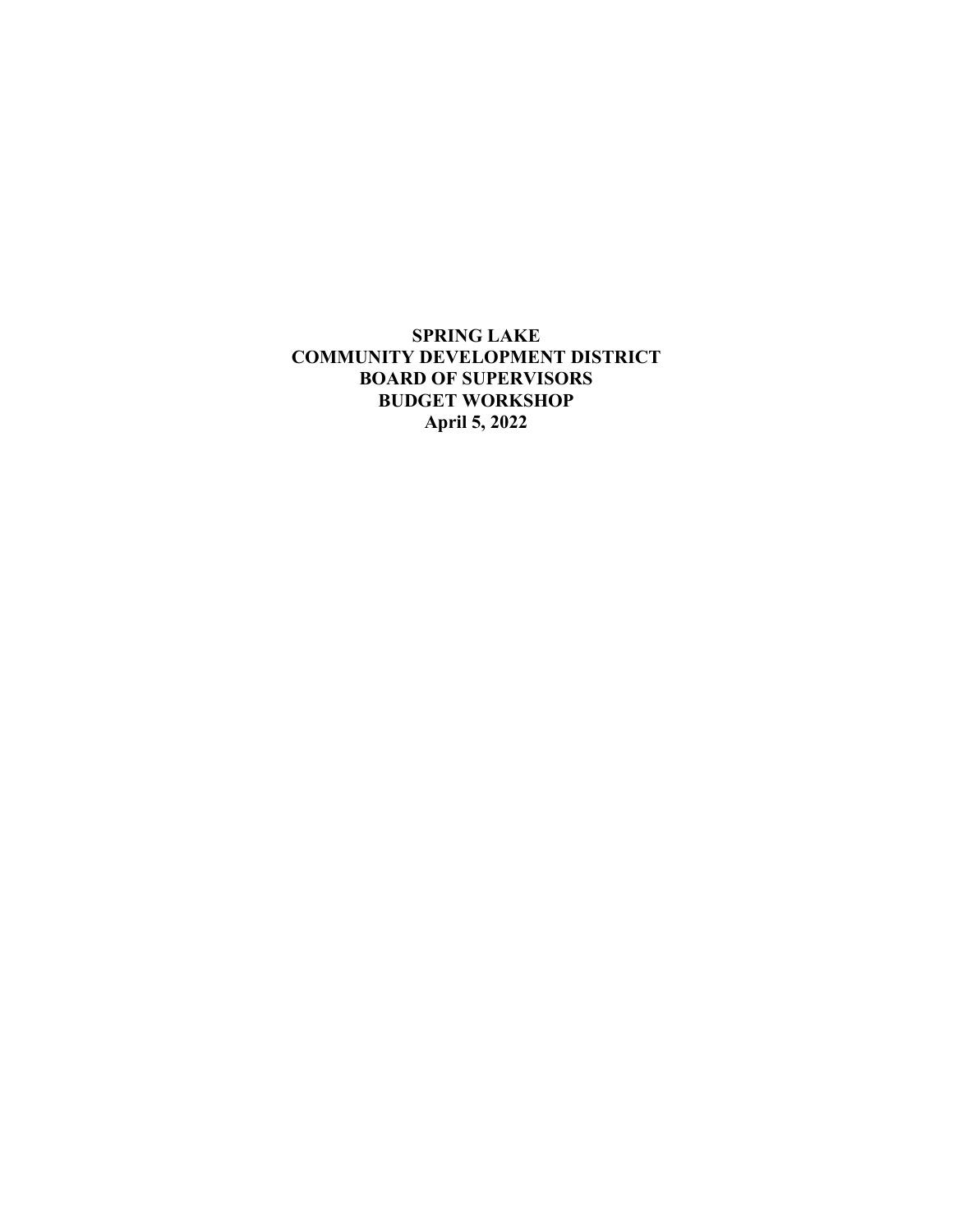# SPRING LAKE
# COMMUNITY DEVELOPMENT DISTRICT
# BOARD OF SUPERVISORS
# BUDGET WORKSHOP
# April 5, 2022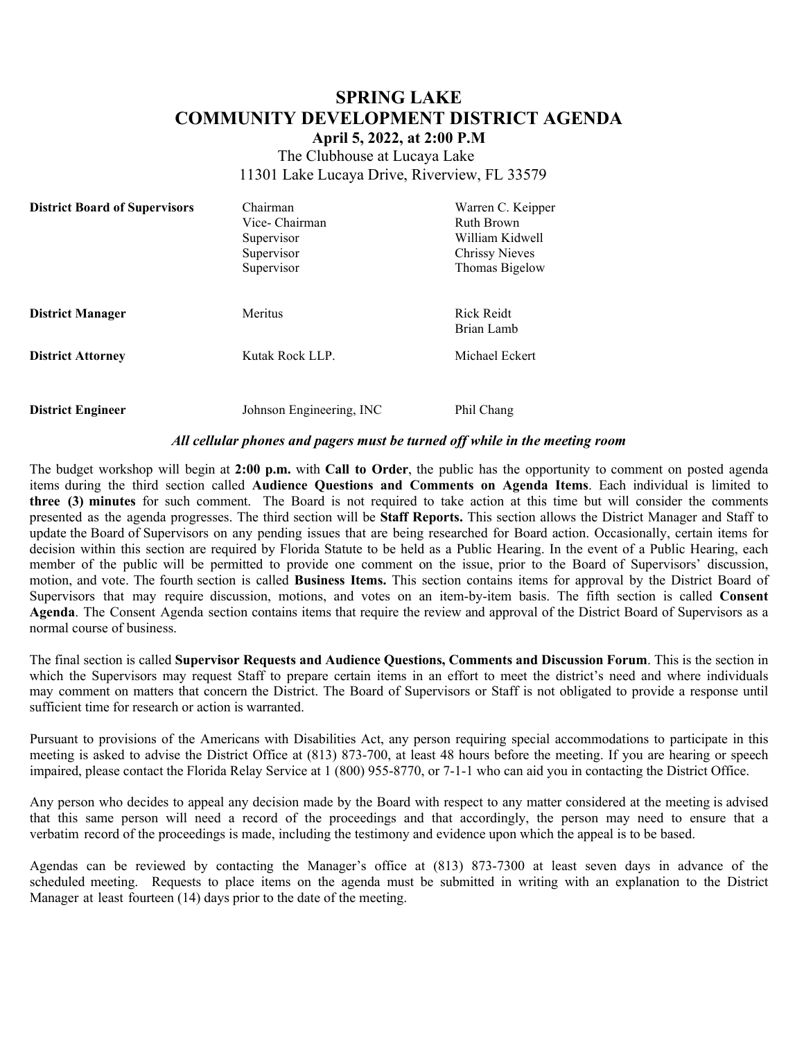# SPRING LAKE
# COMMUNITY DEVELOPMENT DISTRICT AGENDA

**April 5, 2022, at 2:00 P.M**

The Clubhouse at Lucaya Lake
11301 Lake Lucaya Drive, Riverview, FL 33579

| | | |
|---|---|---|
| **District Board of Supervisors** | Chairman | Warren C. Keipper |
| | Vice- Chairman | Ruth Brown |
| | Supervisor | William Kidwell |
| | Supervisor | Chrissy Nieves |
| | Supervisor | Thomas Bigelow |
| **District Manager** | Meritus | Rick Reidt<br>Brian Lamb |
| **District Attorney** | Kutak Rock LLP. | Michael Eckert |
| **District Engineer** | Johnson Engineering, INC | Phil Chang |

***All cellular phones and pagers must be turned off while in the meeting room***

The budget workshop will begin at **2:00 p.m.** with **Call to Order**, the public has the opportunity to comment on posted agenda items during the third section called **Audience Questions and Comments on Agenda Items**. Each individual is limited to **three (3) minutes** for such comment. The Board is not required to take action at this time but will consider the comments presented as the agenda progresses. The third section will be **Staff Reports.** This section allows the District Manager and Staff to update the Board of Supervisors on any pending issues that are being researched for Board action. Occasionally, certain items for decision within this section are required by Florida Statute to be held as a Public Hearing. In the event of a Public Hearing, each member of the public will be permitted to provide one comment on the issue, prior to the Board of Supervisors' discussion, motion, and vote. The fourth section is called **Business Items.** This section contains items for approval by the District Board of Supervisors that may require discussion, motions, and votes on an item-by-item basis. The fifth section is called **Consent Agenda**. The Consent Agenda section contains items that require the review and approval of the District Board of Supervisors as a normal course of business.

The final section is called **Supervisor Requests and Audience Questions, Comments and Discussion Forum**. This is the section in which the Supervisors may request Staff to prepare certain items in an effort to meet the district's need and where individuals may comment on matters that concern the District. The Board of Supervisors or Staff is not obligated to provide a response until sufficient time for research or action is warranted.

Pursuant to provisions of the Americans with Disabilities Act, any person requiring special accommodations to participate in this meeting is asked to advise the District Office at (813) 873-700, at least 48 hours before the meeting. If you are hearing or speech impaired, please contact the Florida Relay Service at 1 (800) 955-8770, or 7-1-1 who can aid you in contacting the District Office.

Any person who decides to appeal any decision made by the Board with respect to any matter considered at the meeting is advised that this same person will need a record of the proceedings and that accordingly, the person may need to ensure that a verbatim record of the proceedings is made, including the testimony and evidence upon which the appeal is to be based.

Agendas can be reviewed by contacting the Manager's office at (813) 873-7300 at least seven days in advance of the scheduled meeting. Requests to place items on the agenda must be submitted in writing with an explanation to the District Manager at least fourteen (14) days prior to the date of the meeting.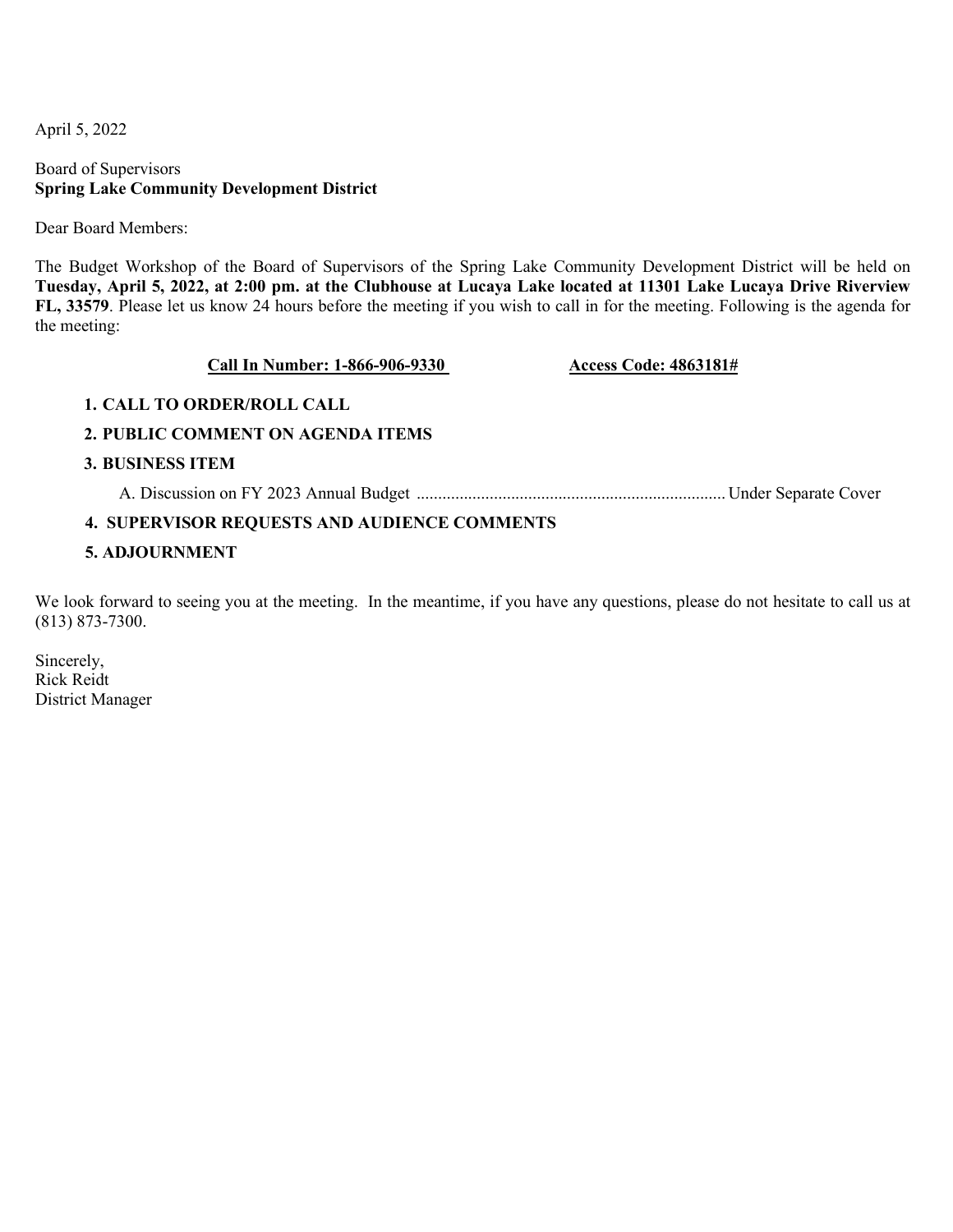April 5, 2022

Board of Supervisors
**Spring Lake Community Development District**

Dear Board Members:

The Budget Workshop of the Board of Supervisors of the Spring Lake Community Development District will be held on **Tuesday, April 5, 2022, at 2:00 pm. at the Clubhouse at Lucaya Lake located at 11301 Lake Lucaya Drive Riverview FL, 33579**. Please let us know 24 hours before the meeting if you wish to call in for the meeting. Following is the agenda for the meeting:

**Call In Number: 1-866-906-9330** **Access Code: 4863181#**

1. **CALL TO ORDER/ROLL CALL**
2. **PUBLIC COMMENT ON AGENDA ITEMS**
3. **BUSINESS ITEM**
   - A. Discussion on FY 2023 Annual Budget ........................................................................ Under Separate Cover
4. **SUPERVISOR REQUESTS AND AUDIENCE COMMENTS**
5. **ADJOURNMENT**

We look forward to seeing you at the meeting. In the meantime, if you have any questions, please do not hesitate to call us at (813) 873-7300.

Sincerely,
Rick Reidt
District Manager